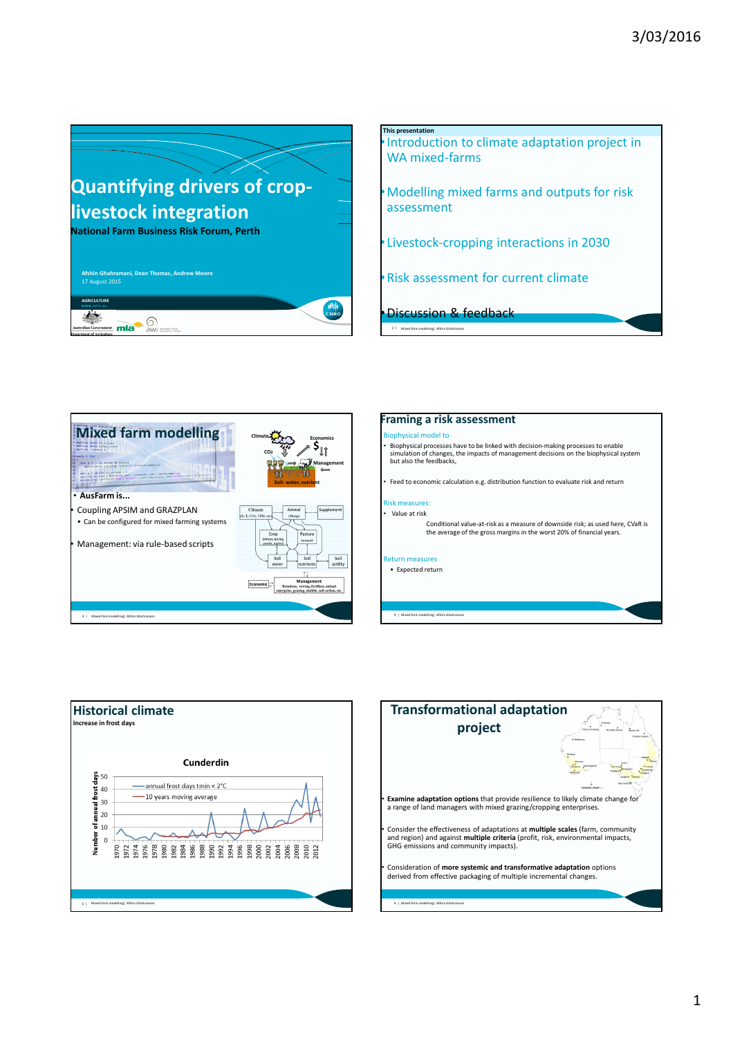# Quantifying drivers of crop-livestock integration

**National Farm Business Risk Forum, Perth**

Afshin Ghahramani, Dean Thomas, Andrew Moore
17 August 2015

AGRICULTURE

---

**This presentation**

- Introduction to climate adaptation project in WA mixed-farms
- Modelling mixed farms and outputs for risk assessment
- Livestock-cropping interactions in 2030
- Risk assessment for current climate
- Discussion & feedback

---

## Mixed farm modelling

- **AusFarm is...**
- Coupling APSIM and GRAZPLAN
  - Can be configured for mixed farming systems
- Management: via rule-based scripts

Climate, $CO_2$, Economics, Management, Soil: water, nutrient

Climate (R, T, $CO_2$, VPD, etc) | Animal (Sheep) | Supplement | Crop (wheat, barley, canola, lupins) | Pasture (annual) | Soil water | Soil nutrients | Soil acidity | Economic | Management: Rotations, sowing, fertiliser, animal enterprise, grazing, stubble, soil carbon, etc.

---

## Framing a risk assessment

Biophysical model to

- Biophysical processes have to be linked with decision-making processes to enable simulation of changes, the impacts of management decisions on the biophysical system but also the feedbacks,
- Feed to economic calculation e.g. distribution function to evaluate risk and return

Risk measures:

- Value at risk

  Conditional value-at-risk as a measure of downside risk; as used here, CVaR is the average of the gross margins in the worst 20% of financial years.

Return measures

- Expected return

---

## Historical climate

**Increase in frost days**

**Cunderdin**

Chart: Number of annual frost days (0–50) by year, 1970–2012. Legend: annual frost days tmin < 2°C; 10 years moving average.

---

## Transformational adaptation project

- **Examine adaptation options** that provide resilience to likely climate change for a range of land managers with mixed grazing/cropping enterprises.
- Consider the effectiveness of adaptations at **multiple scales** (farm, community and region) and against **multiple criteria** (profit, risk, environmental impacts, GHG emissions and community impacts).
- Consideration of **more systemic and transformative adaptation** options derived from effective packaging of multiple incremental changes.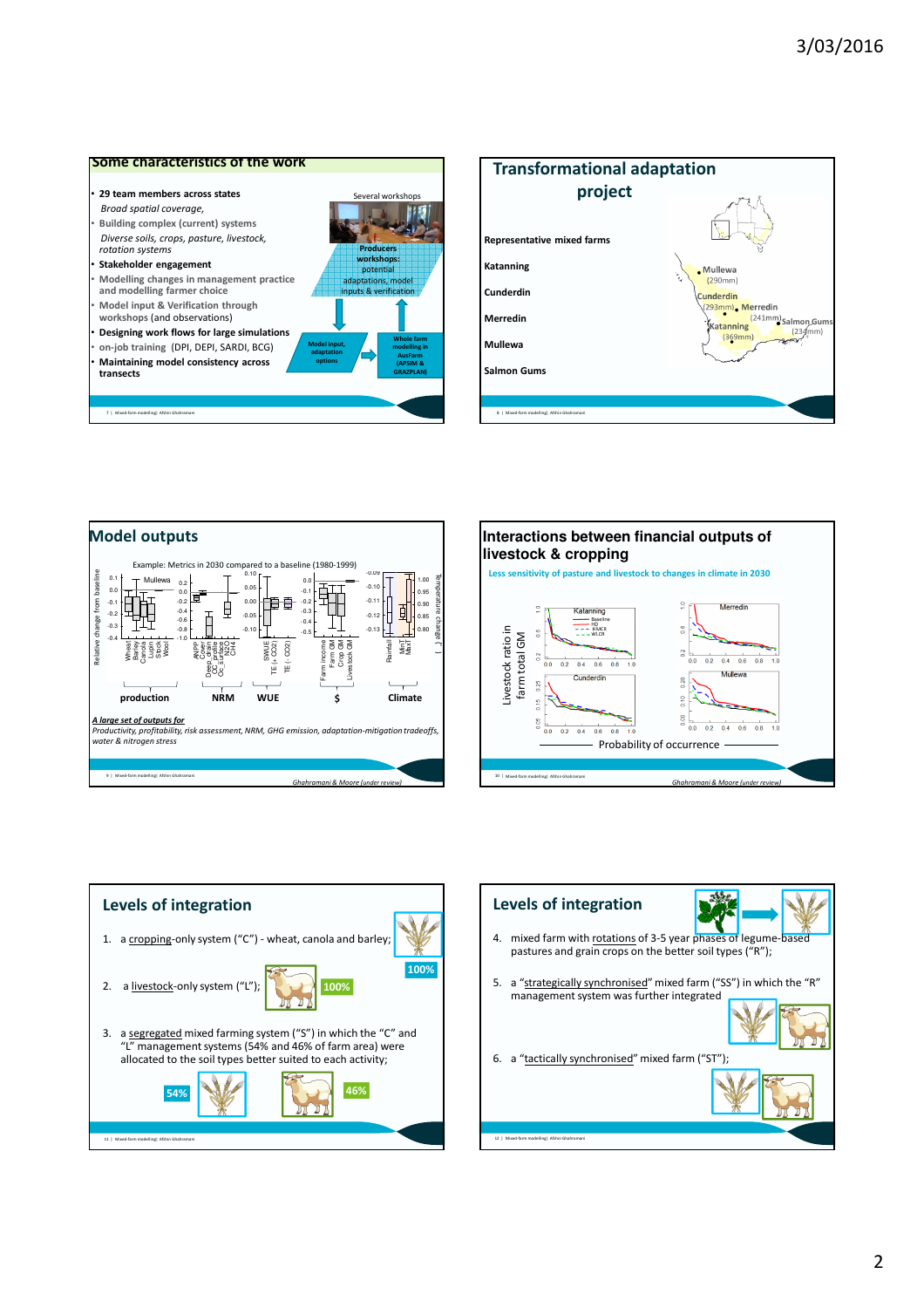## Some characteristics of the work

- 29 team members across states
  *Broad spatial coverage,*
- Building complex (current) systems
  *Diverse soils, crops, pasture, livestock, rotation systems*
- Stakeholder engagement
- Modelling changes in management practice and modelling farmer choice
- Model input & Verification through workshops (and observations)
- Designing work flows for large simulations
- on-job training (DPI, DEPI, SARDI, BCG)
- Maintaining model consistency across transects

Several workshops

Producers workshops: potential adaptations, model inputs & verification

Model input, adaptation options

Whole farm modelling in AusFarm (APSIM & GRAZPLAN)

## Transformational adaptation project

Representative mixed farms

- Katanning
- Cunderdin
- Merredin
- Mullewa
- Salmon Gums

Mullewa (290mm), Cunderdin (293mm), Merredin (241mm), Salmon Gums (234mm), Katanning (369mm)

## Model outputs

Example: Metrics in 2030 compared to a baseline (1980-1999)

Relative change from baseline; Mullewa; Temperature change (°C)

Wheat, Barley, Canola, Lupin, Stock, Wool; ANPP, Cover, Deep drain, OC_profile, OC_surface, N2O, CH4; SWUE, TE (+ CO2), TE (- CO2); Farm income, Farm GM, Crop GM, Livestock GM; Rainfall, MinT, MaxT

production | NRM | WUE | $ | Climate

***A large set of outputs for***
*Productivity, profitability, risk assessment, NRM, GHG emission, adaptation-mitigation tradeoffs, water & nitrogen stress*

*Ghahramani & Moore (under review)*

## Interactions between financial outputs of livestock & cropping

Less sensitivity of pasture and livestock to changes in climate in 2030

Livestock ratio in farm total GM

Katanning, Merredin, Cunderdin, Mullewa (Baseline, HD, HMCR, WLCR)

Probability of occurrence

*Ghahramani & Moore (under review)*

## Levels of integration

1. a cropping-only system ("C") - wheat, canola and barley; 100%
2. a livestock-only system ("L"); 100%
3. a segregated mixed farming system ("S") in which the "C" and "L" management systems (54% and 46% of farm area) were allocated to the soil types better suited to each activity; 54% 46%

## Levels of integration

4. mixed farm with rotations of 3-5 year phases of legume-based pastures and grain crops on the better soil types ("R");
5. a "strategically synchronised" mixed farm ("SS") in which the "R" management system was further integrated
6. a "tactically synchronised" mixed farm ("ST");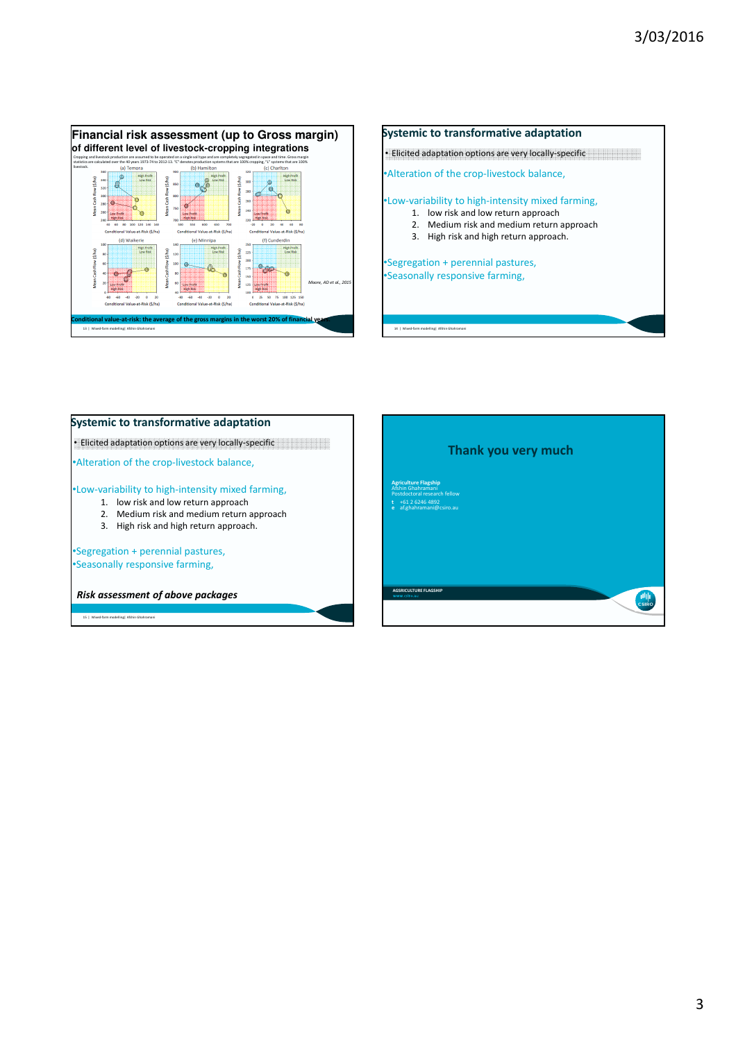## Financial risk assessment (up to Gross margin)
### of different level of livestock-cropping integrations

Cropping and livestock production are assumed to be operated on a single soil type and are completely segregated in space and time. Gross margin statistics are calculated over the 40 years 1973-74 to 2012-13. "C" denotes production systems that are 100% cropping, "L" systems that are 100% livestock.

(a) Temora
(b) Hamilton
(c) Charlton
(d) Walkerie
(e) Minnipa
(f) Cunderdin

Mean Cash Flow ($/ha)
Conditional Value-at-Risk ($/ha)
High Profit Low Risk
Low Profit High Risk

Moore, AD et al., 2015

Conditional value-at-risk: the average of the gross margins in the worst 20% of financial years

## Systemic to transformative adaptation

- Elicited adaptation options are very locally-specific

- Alteration of the crop-livestock balance,

- Low-variability to high-intensity mixed farming,
  1. low risk and low return approach
  2. Medium risk and medium return approach
  3. High risk and high return approach.

- Segregation + perennial pastures,
- Seasonally responsive farming,

## Systemic to transformative adaptation

- Elicited adaptation options are very locally-specific

- Alteration of the crop-livestock balance,

- Low-variability to high-intensity mixed farming,
  1. low risk and low return approach
  2. Medium risk and medium return approach
  3. High risk and high return approach.

- Segregation + perennial pastures,
- Seasonally responsive farming,

***Risk assessment of above packages***

## Thank you very much

**Agriculture Flagship**
Afshin Ghahramani
Postdoctoral research fellow

t +61 2 6246 4892
e af.ghahramani@csiro.au

AGRICULTURE FLAGSHIP
www.csiro.au

CSIRO